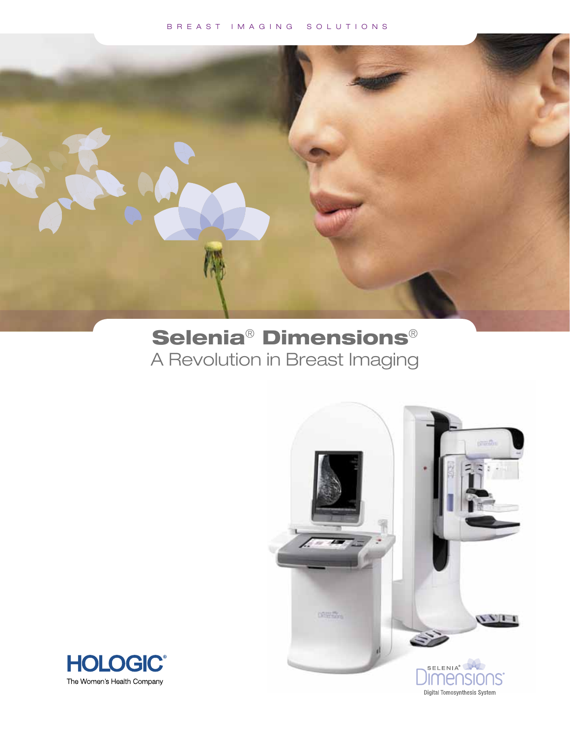BREAST IMAGING SOLUTIONS

# Selenia® Dimensions®

## A Revolution in Breast Imaging

HOLOGIC®
The Women's Health Company

SELENIA® Dimensions®
Digital Tomosynthesis System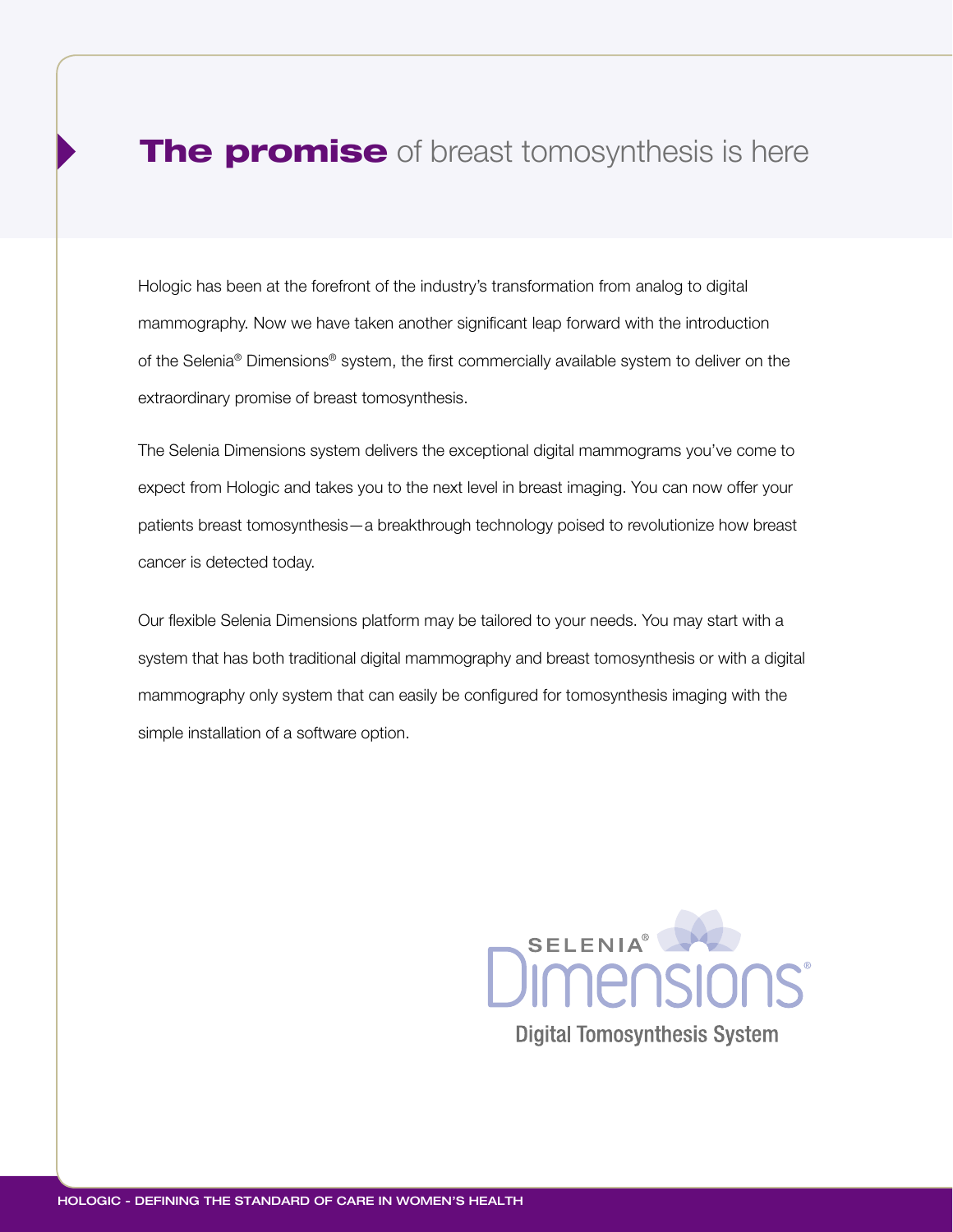# **The promise** of breast tomosynthesis is here

Hologic has been at the forefront of the industry's transformation from analog to digital mammography. Now we have taken another significant leap forward with the introduction of the Selenia® Dimensions® system, the first commercially available system to deliver on the extraordinary promise of breast tomosynthesis.

The Selenia Dimensions system delivers the exceptional digital mammograms you've come to expect from Hologic and takes you to the next level in breast imaging. You can now offer your patients breast tomosynthesis—a breakthrough technology poised to revolutionize how breast cancer is detected today.

Our flexible Selenia Dimensions platform may be tailored to your needs. You may start with a system that has both traditional digital mammography and breast tomosynthesis or with a digital mammography only system that can easily be configured for tomosynthesis imaging with the simple installation of a software option.

SELENIA® Dimensions®

Digital Tomosynthesis System

HOLOGIC - DEFINING THE STANDARD OF CARE IN WOMEN'S HEALTH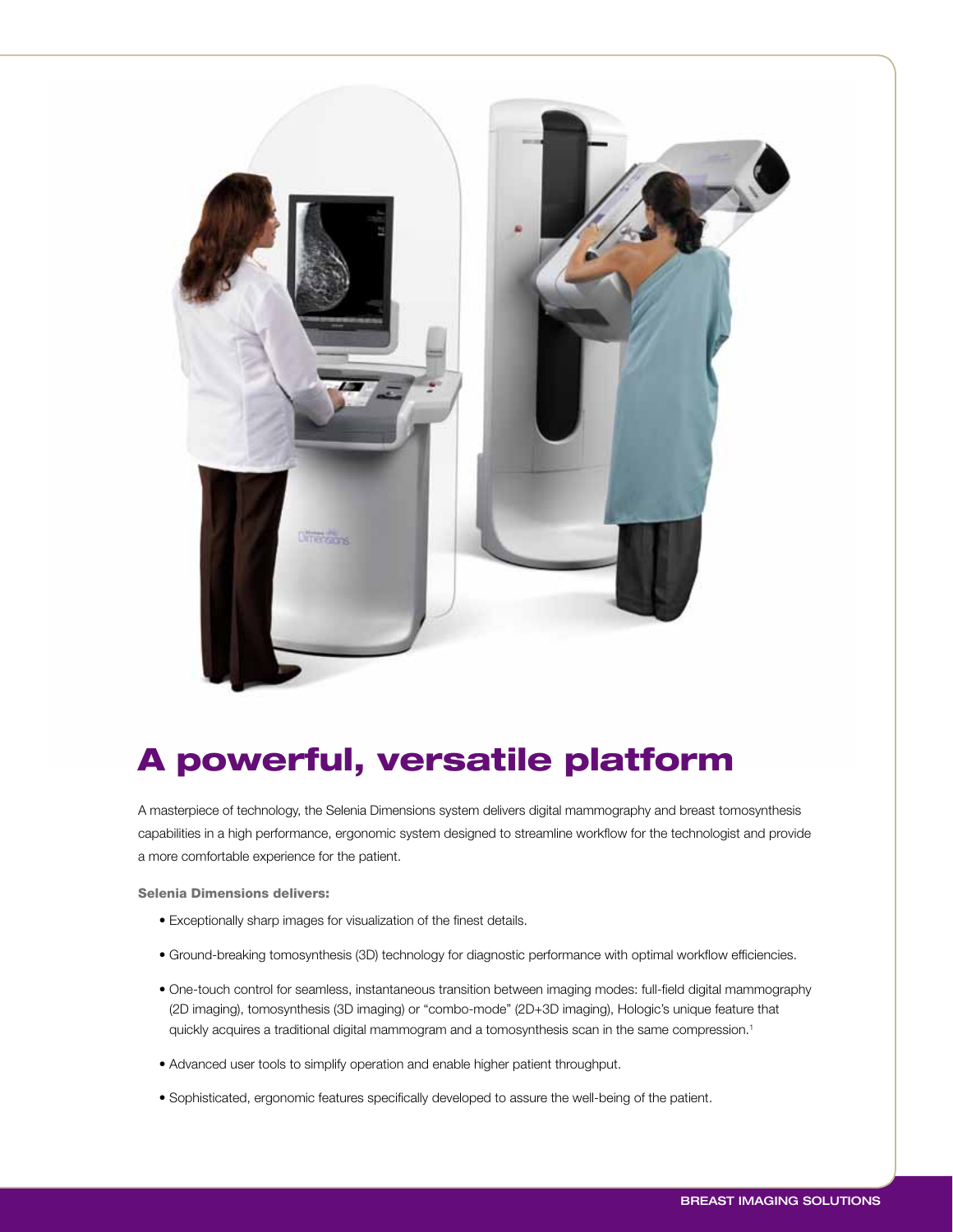# A powerful, versatile platform

A masterpiece of technology, the Selenia Dimensions system delivers digital mammography and breast tomosynthesis capabilities in a high performance, ergonomic system designed to streamline workflow for the technologist and provide a more comfortable experience for the patient.

**Selenia Dimensions delivers:**

- Exceptionally sharp images for visualization of the finest details.
- Ground-breaking tomosynthesis (3D) technology for diagnostic performance with optimal workflow efficiencies.
- One-touch control for seamless, instantaneous transition between imaging modes: full-field digital mammography (2D imaging), tomosynthesis (3D imaging) or "combo-mode" (2D+3D imaging), Hologic's unique feature that quickly acquires a traditional digital mammogram and a tomosynthesis scan in the same compression.[1]
- Advanced user tools to simplify operation and enable higher patient throughput.
- Sophisticated, ergonomic features specifically developed to assure the well-being of the patient.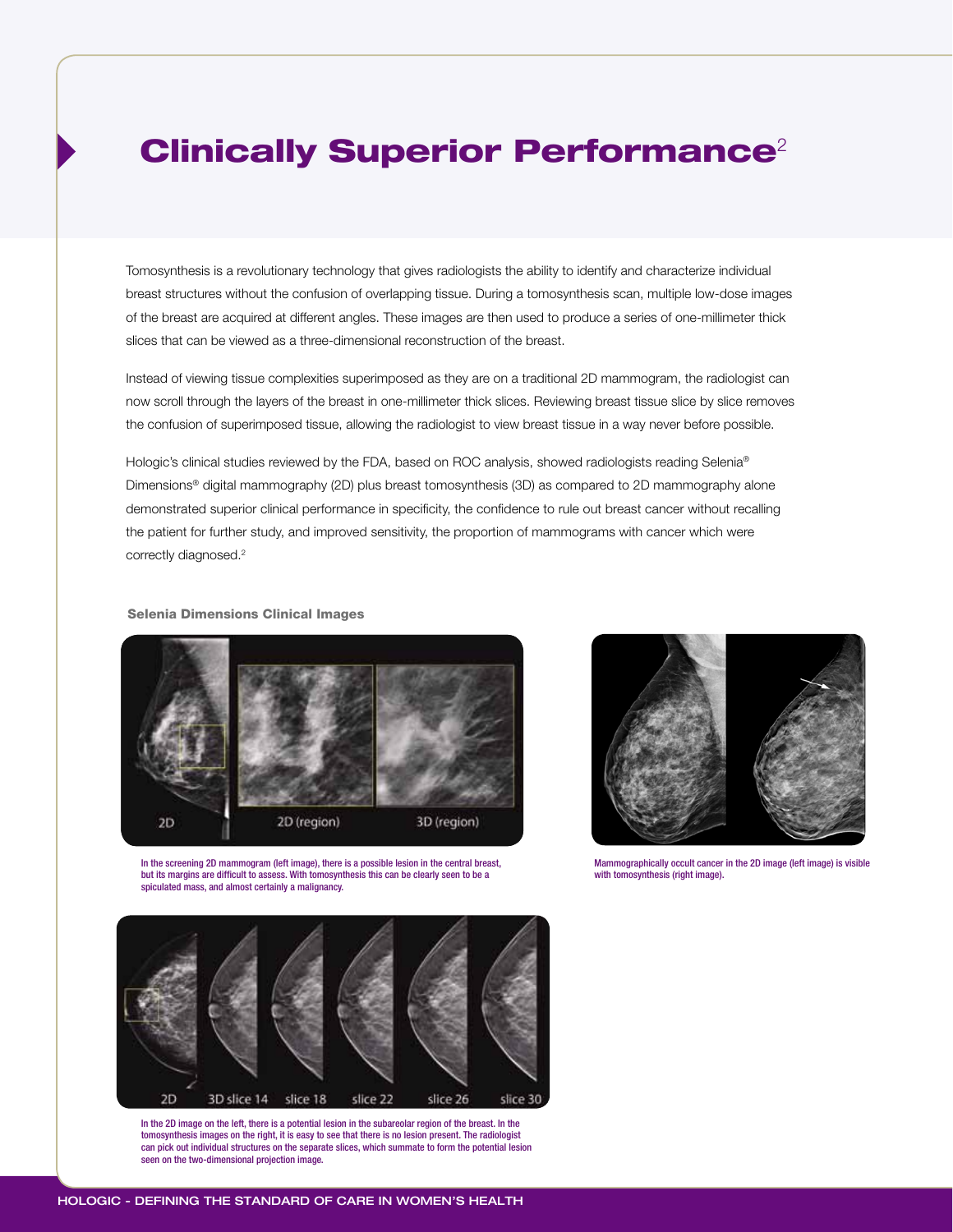# Clinically Superior Performance[2]

Tomosynthesis is a revolutionary technology that gives radiologists the ability to identify and characterize individual breast structures without the confusion of overlapping tissue. During a tomosynthesis scan, multiple low-dose images of the breast are acquired at different angles. These images are then used to produce a series of one-millimeter thick slices that can be viewed as a three-dimensional reconstruction of the breast.

Instead of viewing tissue complexities superimposed as they are on a traditional 2D mammogram, the radiologist can now scroll through the layers of the breast in one-millimeter thick slices. Reviewing breast tissue slice by slice removes the confusion of superimposed tissue, allowing the radiologist to view breast tissue in a way never before possible.

Hologic's clinical studies reviewed by the FDA, based on ROC analysis, showed radiologists reading Selenia® Dimensions® digital mammography (2D) plus breast tomosynthesis (3D) as compared to 2D mammography alone demonstrated superior clinical performance in specificity, the confidence to rule out breast cancer without recalling the patient for further study, and improved sensitivity, the proportion of mammograms with cancer which were correctly diagnosed.[2]

### Selenia Dimensions Clinical Images

2D | 2D (region) | 3D (region)

In the screening 2D mammogram (left image), there is a possible lesion in the central breast, but its margins are difficult to assess. With tomosynthesis this can be clearly seen to be a spiculated mass, and almost certainly a malignancy.

Mammographically occult cancer in the 2D image (left image) is visible with tomosynthesis (right image).

2D | 3D slice 14 | slice 18 | slice 22 | slice 26 | slice 30

In the 2D image on the left, there is a potential lesion in the subareolar region of the breast. In the tomosynthesis images on the right, it is easy to see that there is no lesion present. The radiologist can pick out individual structures on the separate slices, which summate to form the potential lesion seen on the two-dimensional projection image.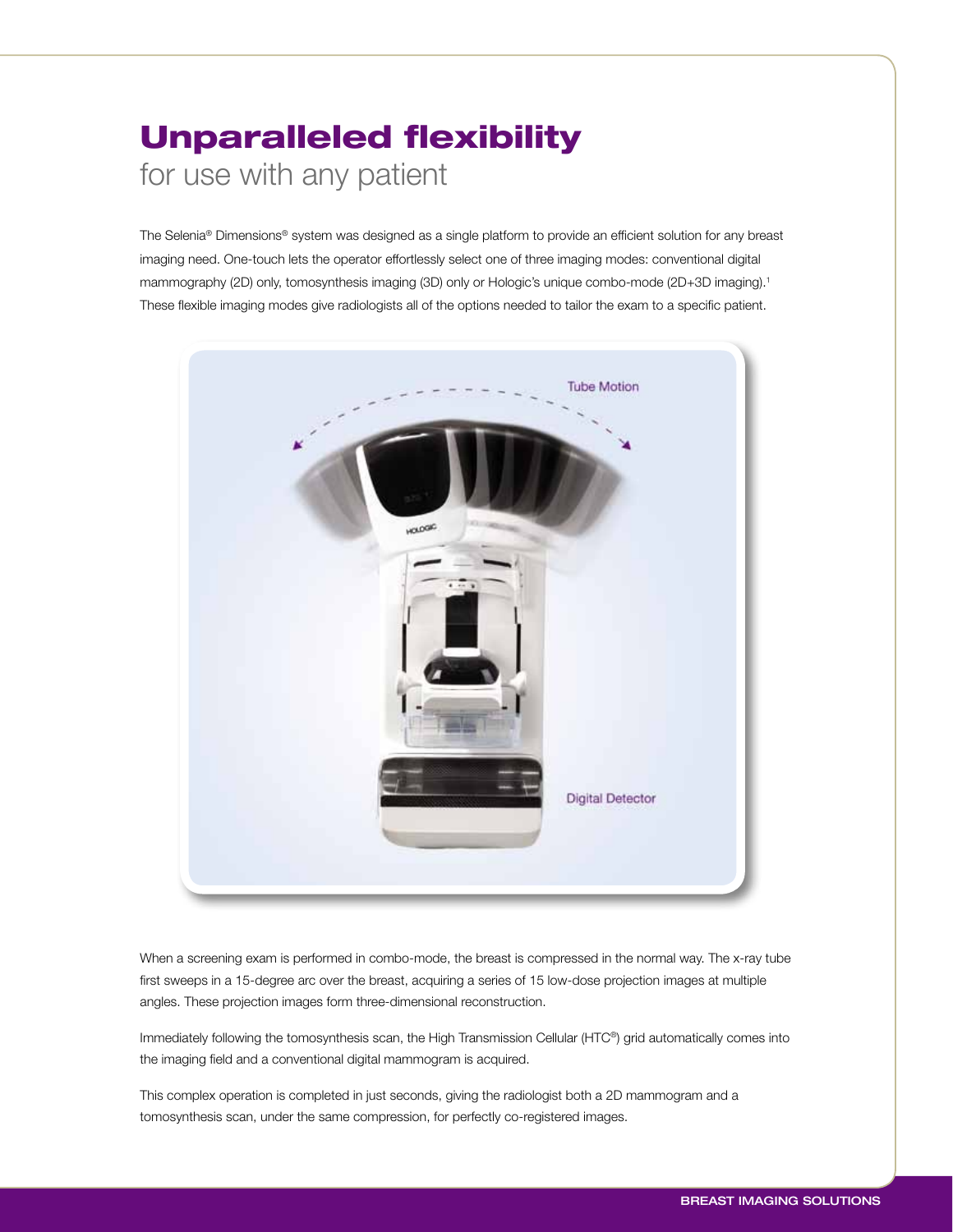# Unparalleled flexibility

## for use with any patient

The Selenia® Dimensions® system was designed as a single platform to provide an efficient solution for any breast imaging need. One-touch lets the operator effortlessly select one of three imaging modes: conventional digital mammography (2D) only, tomosynthesis imaging (3D) only or Hologic's unique combo-mode (2D+3D imaging).[1] These flexible imaging modes give radiologists all of the options needed to tailor the exam to a specific patient.

When a screening exam is performed in combo-mode, the breast is compressed in the normal way. The x-ray tube first sweeps in a 15-degree arc over the breast, acquiring a series of 15 low-dose projection images at multiple angles. These projection images form three-dimensional reconstruction.

Immediately following the tomosynthesis scan, the High Transmission Cellular (HTC®) grid automatically comes into the imaging field and a conventional digital mammogram is acquired.

This complex operation is completed in just seconds, giving the radiologist both a 2D mammogram and a tomosynthesis scan, under the same compression, for perfectly co-registered images.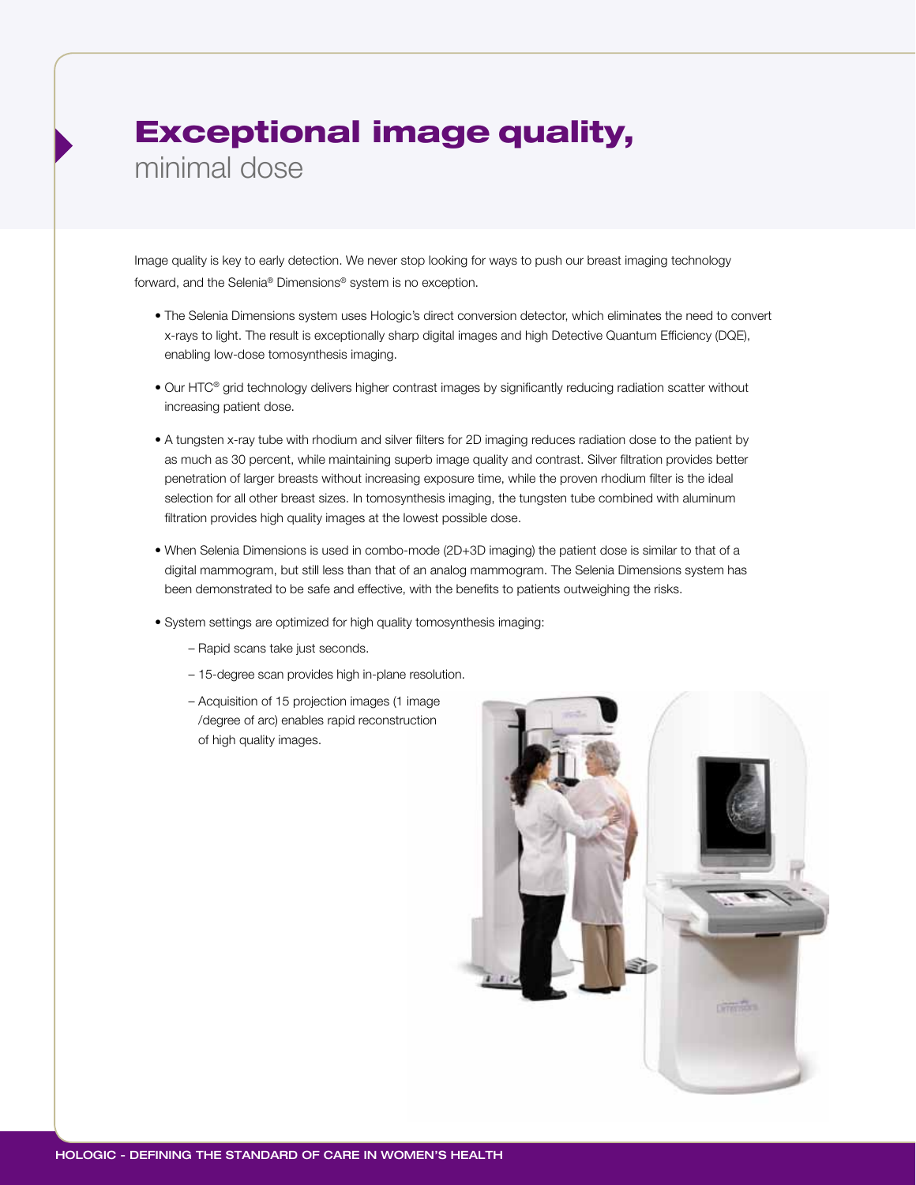# Exceptional image quality,
## minimal dose

Image quality is key to early detection. We never stop looking for ways to push our breast imaging technology forward, and the Selenia® Dimensions® system is no exception.

- The Selenia Dimensions system uses Hologic's direct conversion detector, which eliminates the need to convert x-rays to light. The result is exceptionally sharp digital images and high Detective Quantum Efficiency (DQE), enabling low-dose tomosynthesis imaging.
- Our HTC® grid technology delivers higher contrast images by significantly reducing radiation scatter without increasing patient dose.
- A tungsten x-ray tube with rhodium and silver filters for 2D imaging reduces radiation dose to the patient by as much as 30 percent, while maintaining superb image quality and contrast. Silver filtration provides better penetration of larger breasts without increasing exposure time, while the proven rhodium filter is the ideal selection for all other breast sizes. In tomosynthesis imaging, the tungsten tube combined with aluminum filtration provides high quality images at the lowest possible dose.
- When Selenia Dimensions is used in combo-mode (2D+3D imaging) the patient dose is similar to that of a digital mammogram, but still less than that of an analog mammogram. The Selenia Dimensions system has been demonstrated to be safe and effective, with the benefits to patients outweighing the risks.
- System settings are optimized for high quality tomosynthesis imaging:
  - Rapid scans take just seconds.
  - 15-degree scan provides high in-plane resolution.
  - Acquisition of 15 projection images (1 image /degree of arc) enables rapid reconstruction of high quality images.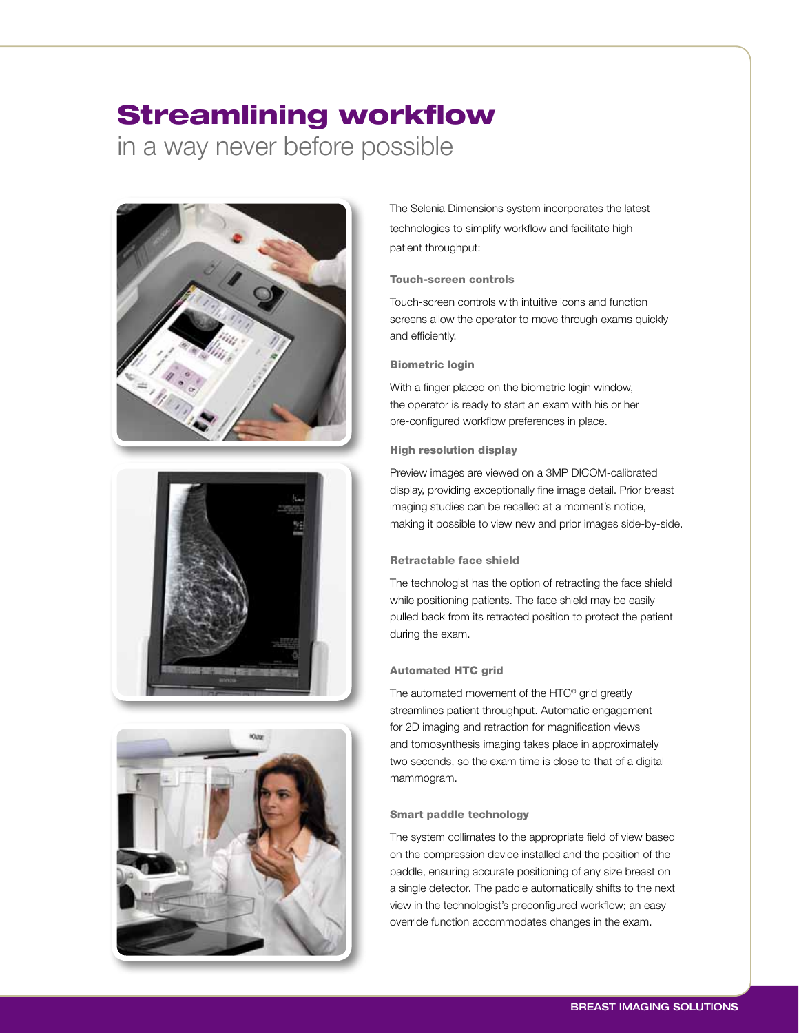# Streamlining workflow

## in a way never before possible

The Selenia Dimensions system incorporates the latest technologies to simplify workflow and facilitate high patient throughput:

### Touch-screen controls

Touch-screen controls with intuitive icons and function screens allow the operator to move through exams quickly and efficiently.

### Biometric login

With a finger placed on the biometric login window, the operator is ready to start an exam with his or her pre-configured workflow preferences in place.

### High resolution display

Preview images are viewed on a 3MP DICOM-calibrated display, providing exceptionally fine image detail. Prior breast imaging studies can be recalled at a moment's notice, making it possible to view new and prior images side-by-side.

### Retractable face shield

The technologist has the option of retracting the face shield while positioning patients. The face shield may be easily pulled back from its retracted position to protect the patient during the exam.

### Automated HTC grid

The automated movement of the HTC® grid greatly streamlines patient throughput. Automatic engagement for 2D imaging and retraction for magnification views and tomosynthesis imaging takes place in approximately two seconds, so the exam time is close to that of a digital mammogram.

### Smart paddle technology

The system collimates to the appropriate field of view based on the compression device installed and the position of the paddle, ensuring accurate positioning of any size breast on a single detector. The paddle automatically shifts to the next view in the technologist's preconfigured workflow; an easy override function accommodates changes in the exam.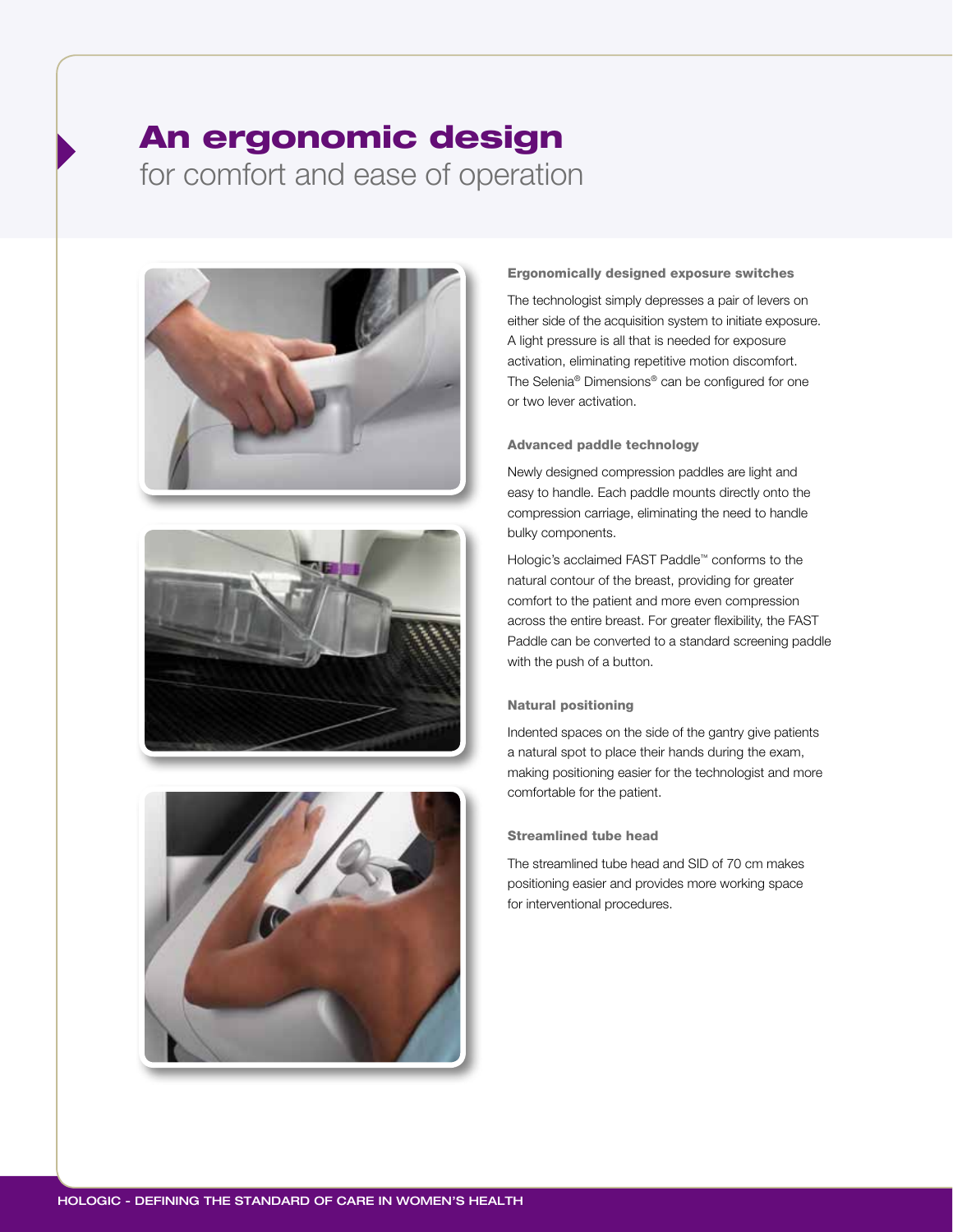# An ergonomic design
for comfort and ease of operation

### Ergonomically designed exposure switches

The technologist simply depresses a pair of levers on either side of the acquisition system to initiate exposure. A light pressure is all that is needed for exposure activation, eliminating repetitive motion discomfort. The Selenia® Dimensions® can be configured for one or two lever activation.

### Advanced paddle technology

Newly designed compression paddles are light and easy to handle. Each paddle mounts directly onto the compression carriage, eliminating the need to handle bulky components.

Hologic's acclaimed FAST Paddle™ conforms to the natural contour of the breast, providing for greater comfort to the patient and more even compression across the entire breast. For greater flexibility, the FAST Paddle can be converted to a standard screening paddle with the push of a button.

### Natural positioning

Indented spaces on the side of the gantry give patients a natural spot to place their hands during the exam, making positioning easier for the technologist and more comfortable for the patient.

### Streamlined tube head

The streamlined tube head and SID of 70 cm makes positioning easier and provides more working space for interventional procedures.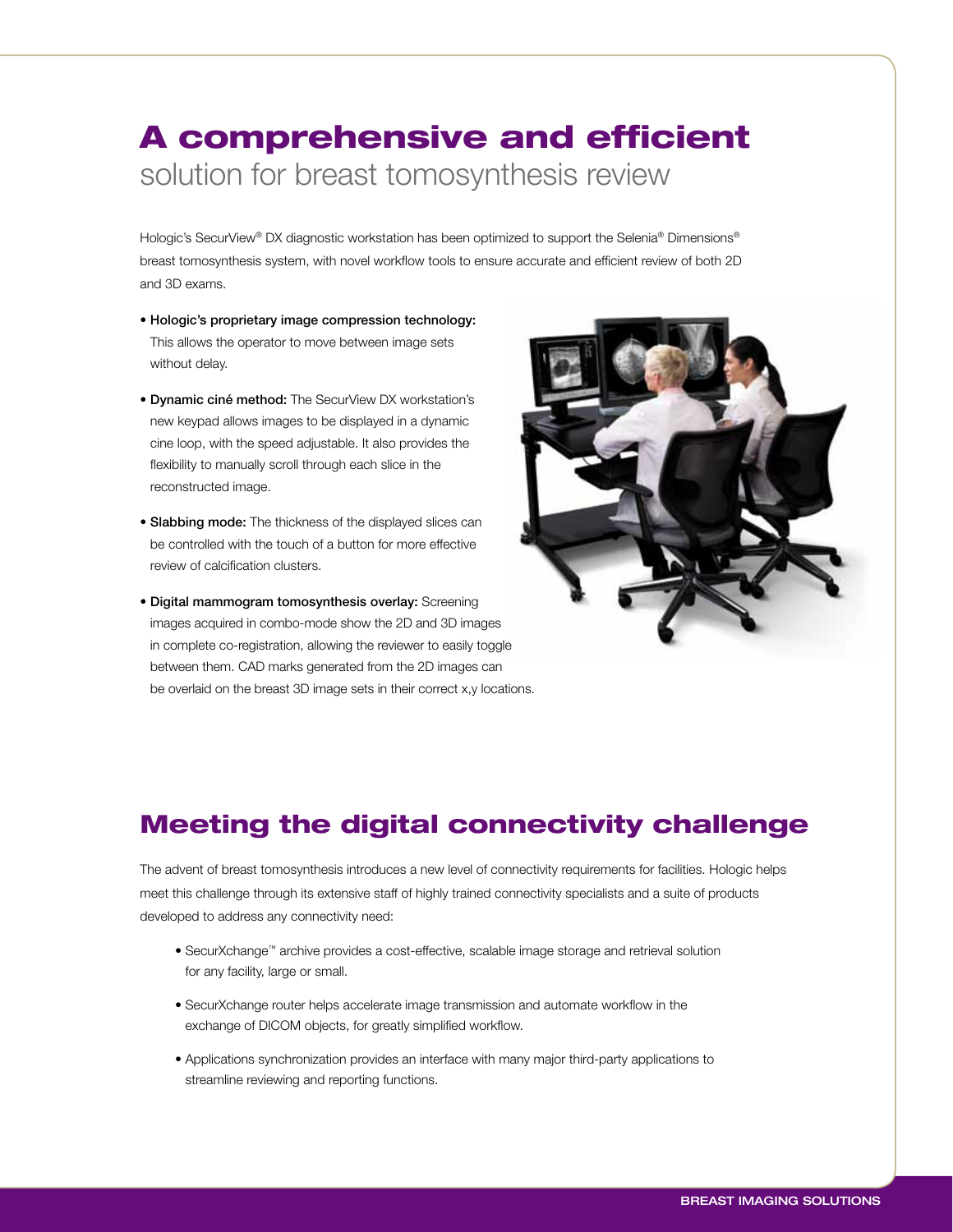# **A comprehensive and efficient** solution for breast tomosynthesis review

Hologic's SecurView® DX diagnostic workstation has been optimized to support the Selenia® Dimensions® breast tomosynthesis system, with novel workflow tools to ensure accurate and efficient review of both 2D and 3D exams.

- **Hologic's proprietary image compression technology:** This allows the operator to move between image sets without delay.
- **Dynamic ciné method:** The SecurView DX workstation's new keypad allows images to be displayed in a dynamic cine loop, with the speed adjustable. It also provides the flexibility to manually scroll through each slice in the reconstructed image.
- **Slabbing mode:** The thickness of the displayed slices can be controlled with the touch of a button for more effective review of calcification clusters.
- **Digital mammogram tomosynthesis overlay:** Screening images acquired in combo-mode show the 2D and 3D images in complete co-registration, allowing the reviewer to easily toggle between them. CAD marks generated from the 2D images can be overlaid on the breast 3D image sets in their correct x,y locations.

## Meeting the digital connectivity challenge

The advent of breast tomosynthesis introduces a new level of connectivity requirements for facilities. Hologic helps meet this challenge through its extensive staff of highly trained connectivity specialists and a suite of products developed to address any connectivity need:

- SecurXchange™ archive provides a cost-effective, scalable image storage and retrieval solution for any facility, large or small.
- SecurXchange router helps accelerate image transmission and automate workflow in the exchange of DICOM objects, for greatly simplified workflow.
- Applications synchronization provides an interface with many major third-party applications to streamline reviewing and reporting functions.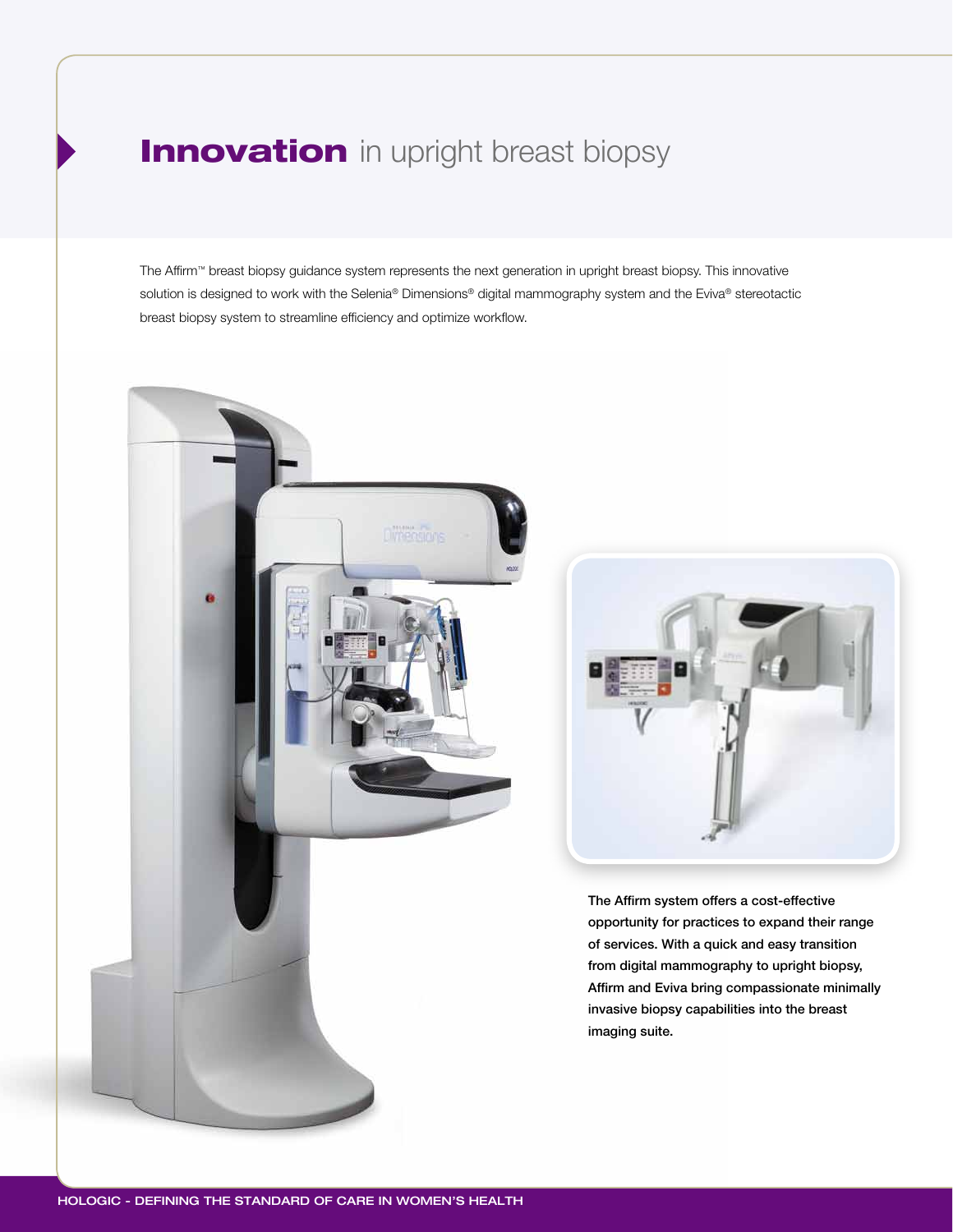# **Innovation** in upright breast biopsy

The Affirm™ breast biopsy guidance system represents the next generation in upright breast biopsy. This innovative solution is designed to work with the Selenia® Dimensions® digital mammography system and the Eviva® stereotactic breast biopsy system to streamline efficiency and optimize workflow.

**The Affirm system offers a cost-effective opportunity for practices to expand their range of services. With a quick and easy transition from digital mammography to upright biopsy, Affirm and Eviva bring compassionate minimally invasive biopsy capabilities into the breast imaging suite.**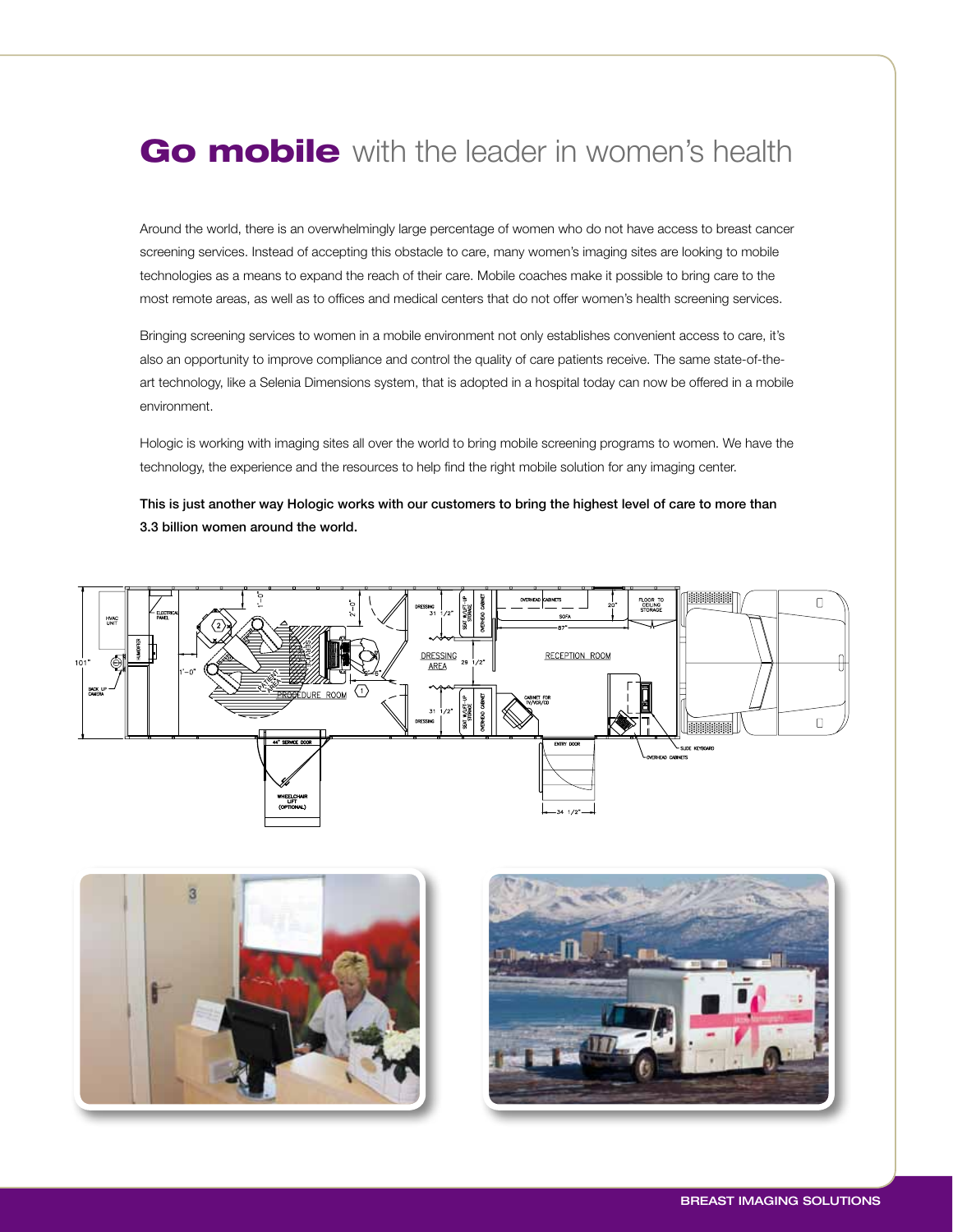# **Go mobile** with the leader in women's health

Around the world, there is an overwhelmingly large percentage of women who do not have access to breast cancer screening services. Instead of accepting this obstacle to care, many women's imaging sites are looking to mobile technologies as a means to expand the reach of their care. Mobile coaches make it possible to bring care to the most remote areas, as well as to offices and medical centers that do not offer women's health screening services.

Bringing screening services to women in a mobile environment not only establishes convenient access to care, it's also an opportunity to improve compliance and control the quality of care patients receive. The same state-of-the-art technology, like a Selenia Dimensions system, that is adopted in a hospital today can now be offered in a mobile environment.

Hologic is working with imaging sites all over the world to bring mobile screening programs to women. We have the technology, the experience and the resources to help find the right mobile solution for any imaging center.

**This is just another way Hologic works with our customers to bring the highest level of care to more than 3.3 billion women around the world.**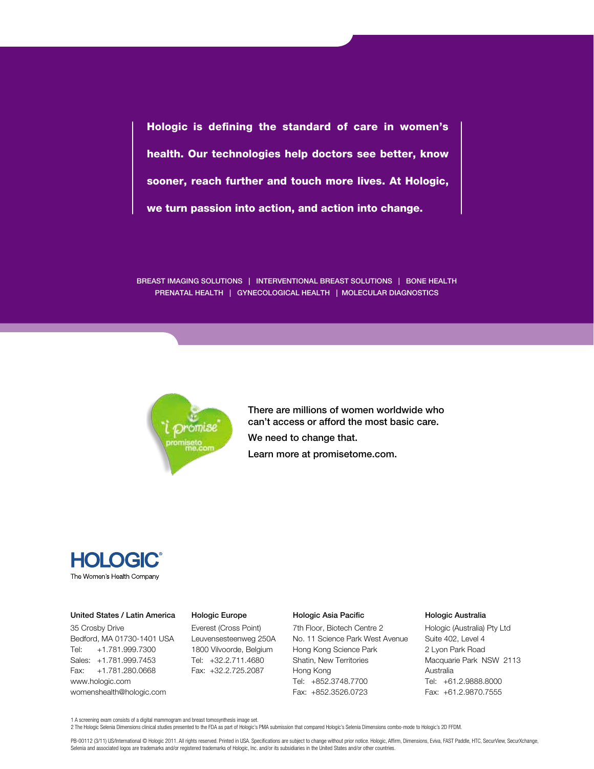**Hologic is defining the standard of care in women's health. Our technologies help doctors see better, know sooner, reach further and touch more lives. At Hologic, we turn passion into action, and action into change.**

BREAST IMAGING SOLUTIONS | INTERVENTIONAL BREAST SOLUTIONS | BONE HEALTH
PRENATAL HEALTH | GYNECOLOGICAL HEALTH | MOLECULAR DIAGNOSTICS

i promise
promisetome.com

There are millions of women worldwide who can't access or afford the most basic care.

We need to change that.

Learn more at promisetome.com.

HOLOGIC®
The Women's Health Company

**United States / Latin America**
35 Crosby Drive
Bedford, MA 01730-1401 USA
Tel: +1.781.999.7300
Sales: +1.781.999.7453
Fax: +1.781.280.0668
www.hologic.com
womenshealth@hologic.com

**Hologic Europe**
Everest (Cross Point)
Leuvensesteenweg 250A
1800 Vilvoorde, Belgium
Tel: +32.2.711.4680
Fax: +32.2.725.2087

**Hologic Asia Pacific**
7th Floor, Biotech Centre 2
No. 11 Science Park West Avenue
Hong Kong Science Park
Shatin, New Territories
Hong Kong
Tel: +852.3748.7700
Fax: +852.3526.0723

**Hologic Australia**
Hologic (Australia) Pty Ltd
Suite 402, Level 4
2 Lyon Park Road
Macquarie Park NSW 2113
Australia
Tel: +61.2.9888.8000
Fax: +61.2.9870.7555

1 A screening exam consists of a digital mammogram and breast tomosynthesis image set.
2 The Hologic Selenia Dimensions clinical studies presented to the FDA as part of Hologic's PMA submission that compared Hologic's Selenia Dimensions combo-mode to Hologic's 2D FFDM.

PB-00112 (3/11) US/International © Hologic 2011. All rights reserved. Printed in USA. Specifications are subject to change without prior notice. Hologic, Affirm, Dimensions, Eviva, FAST Paddle, HTC, SecurView, SecurXchange, Selenia and associated logos are trademarks and/or registered trademarks of Hologic, Inc. and/or its subsidiaries in the United States and/or other countries.